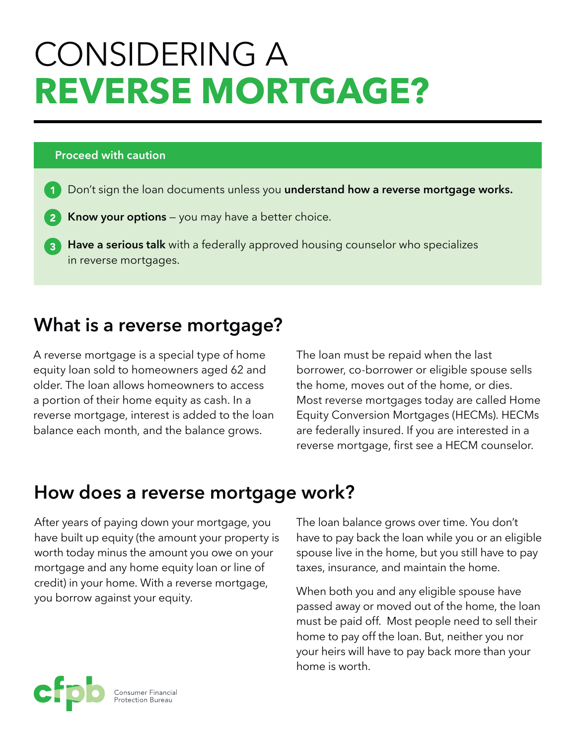# CONSIDERING A **REVERSE MORTGAGE?**

**Proceed with caution**

1. Don't sign the loan documents unless you **understand how a reverse mortgage works.**
2. **Know your options** — you may have a better choice.
3. **Have a serious talk** with a federally approved housing counselor who specializes in reverse mortgages.

## What is a reverse mortgage?

A reverse mortgage is a special type of home equity loan sold to homeowners aged 62 and older. The loan allows homeowners to access a portion of their home equity as cash. In a reverse mortgage, interest is added to the loan balance each month, and the balance grows.

The loan must be repaid when the last borrower, co-borrower or eligible spouse sells the home, moves out of the home, or dies. Most reverse mortgages today are called Home Equity Conversion Mortgages (HECMs). HECMs are federally insured. If you are interested in a reverse mortgage, first see a HECM counselor.

## How does a reverse mortgage work?

After years of paying down your mortgage, you have built up equity (the amount your property is worth today minus the amount you owe on your mortgage and any home equity loan or line of credit) in your home. With a reverse mortgage, you borrow against your equity.

The loan balance grows over time. You don't have to pay back the loan while you or an eligible spouse live in the home, but you still have to pay taxes, insurance, and maintain the home.

When both you and any eligible spouse have passed away or moved out of the home, the loan must be paid off. Most people need to sell their home to pay off the loan. But, neither you nor your heirs will have to pay back more than your home is worth.

cfpb Consumer Financial Protection Bureau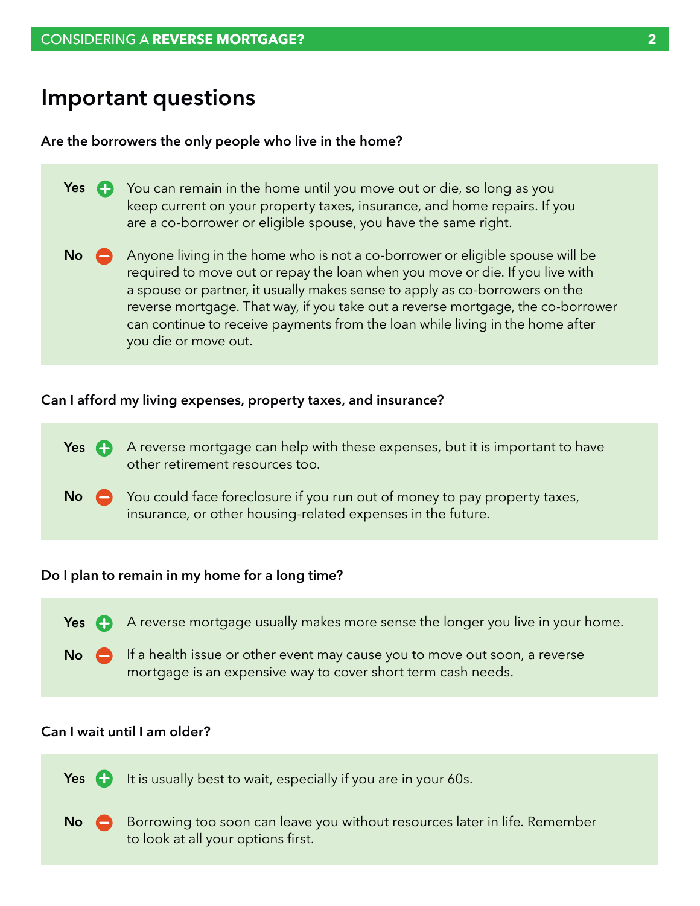## Important questions

**Are the borrowers the only people who live in the home?**

**Yes** ⊕ You can remain in the home until you move out or die, so long as you keep current on your property taxes, insurance, and home repairs. If you are a co-borrower or eligible spouse, you have the same right.

**No** ⊖ Anyone living in the home who is not a co-borrower or eligible spouse will be required to move out or repay the loan when you move or die. If you live with a spouse or partner, it usually makes sense to apply as co-borrowers on the reverse mortgage. That way, if you take out a reverse mortgage, the co-borrower can continue to receive payments from the loan while living in the home after you die or move out.

**Can I afford my living expenses, property taxes, and insurance?**

**Yes** ⊕ A reverse mortgage can help with these expenses, but it is important to have other retirement resources too.

**No** ⊖ You could face foreclosure if you run out of money to pay property taxes, insurance, or other housing-related expenses in the future.

**Do I plan to remain in my home for a long time?**

**Yes** ⊕ A reverse mortgage usually makes more sense the longer you live in your home.

**No** ⊖ If a health issue or other event may cause you to move out soon, a reverse mortgage is an expensive way to cover short term cash needs.

**Can I wait until I am older?**

**Yes** ⊕ It is usually best to wait, especially if you are in your 60s.

**No** ⊖ Borrowing too soon can leave you without resources later in life. Remember to look at all your options first.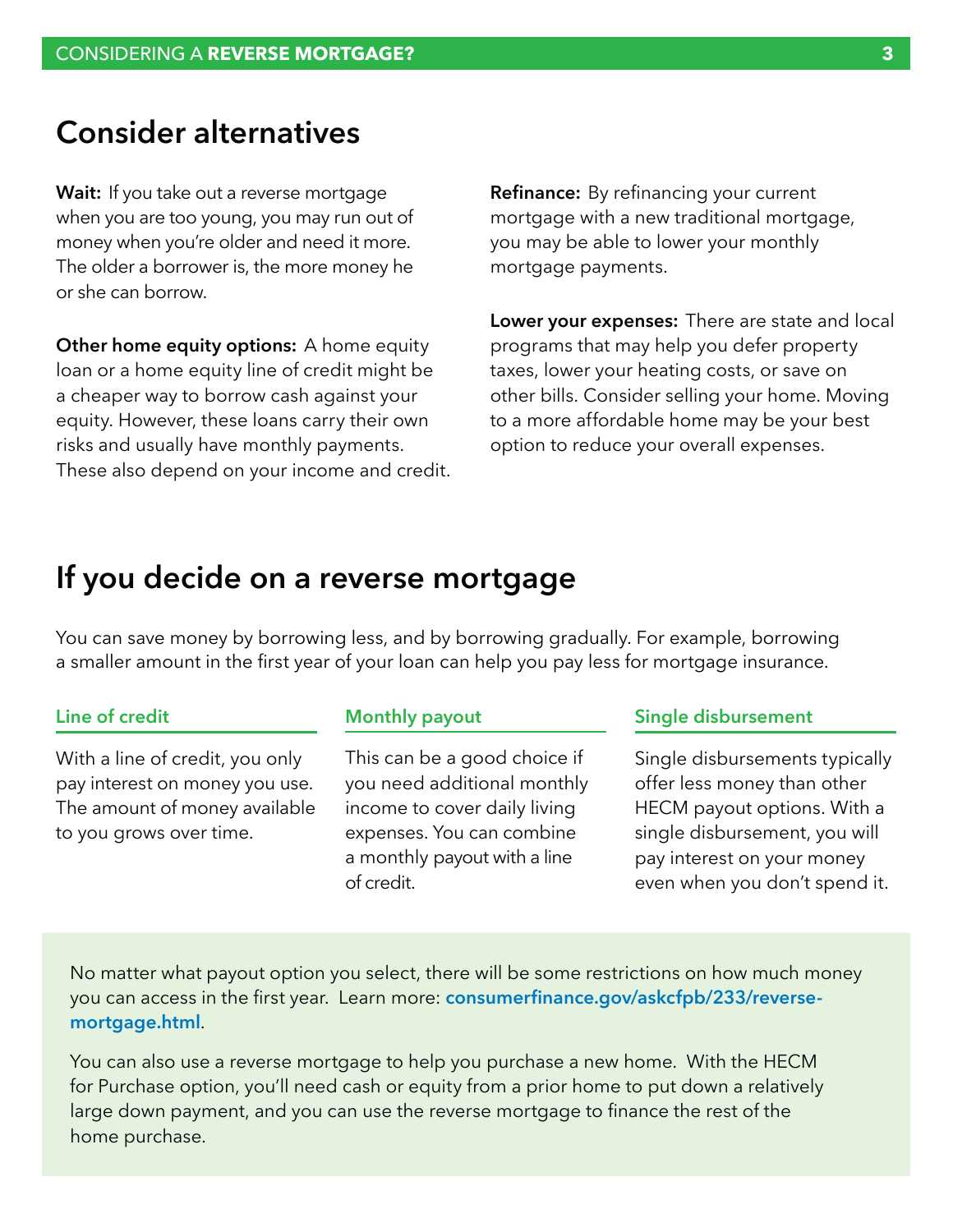## Consider alternatives

**Wait:** If you take out a reverse mortgage when you are too young, you may run out of money when you're older and need it more. The older a borrower is, the more money he or she can borrow.

**Other home equity options:** A home equity loan or a home equity line of credit might be a cheaper way to borrow cash against your equity. However, these loans carry their own risks and usually have monthly payments. These also depend on your income and credit.

**Refinance:** By refinancing your current mortgage with a new traditional mortgage, you may be able to lower your monthly mortgage payments.

**Lower your expenses:** There are state and local programs that may help you defer property taxes, lower your heating costs, or save on other bills. Consider selling your home. Moving to a more affordable home may be your best option to reduce your overall expenses.

## If you decide on a reverse mortgage

You can save money by borrowing less, and by borrowing gradually. For example, borrowing a smaller amount in the first year of your loan can help you pay less for mortgage insurance.

### Line of credit

With a line of credit, you only pay interest on money you use. The amount of money available to you grows over time.

### Monthly payout

This can be a good choice if you need additional monthly income to cover daily living expenses. You can combine a monthly payout with a line of credit.

### Single disbursement

Single disbursements typically offer less money than other HECM payout options. With a single disbursement, you will pay interest on your money even when you don't spend it.

No matter what payout option you select, there will be some restrictions on how much money you can access in the first year. Learn more: **consumerfinance.gov/askcfpb/233/reverse-mortgage.html**.

You can also use a reverse mortgage to help you purchase a new home. With the HECM for Purchase option, you'll need cash or equity from a prior home to put down a relatively large down payment, and you can use the reverse mortgage to finance the rest of the home purchase.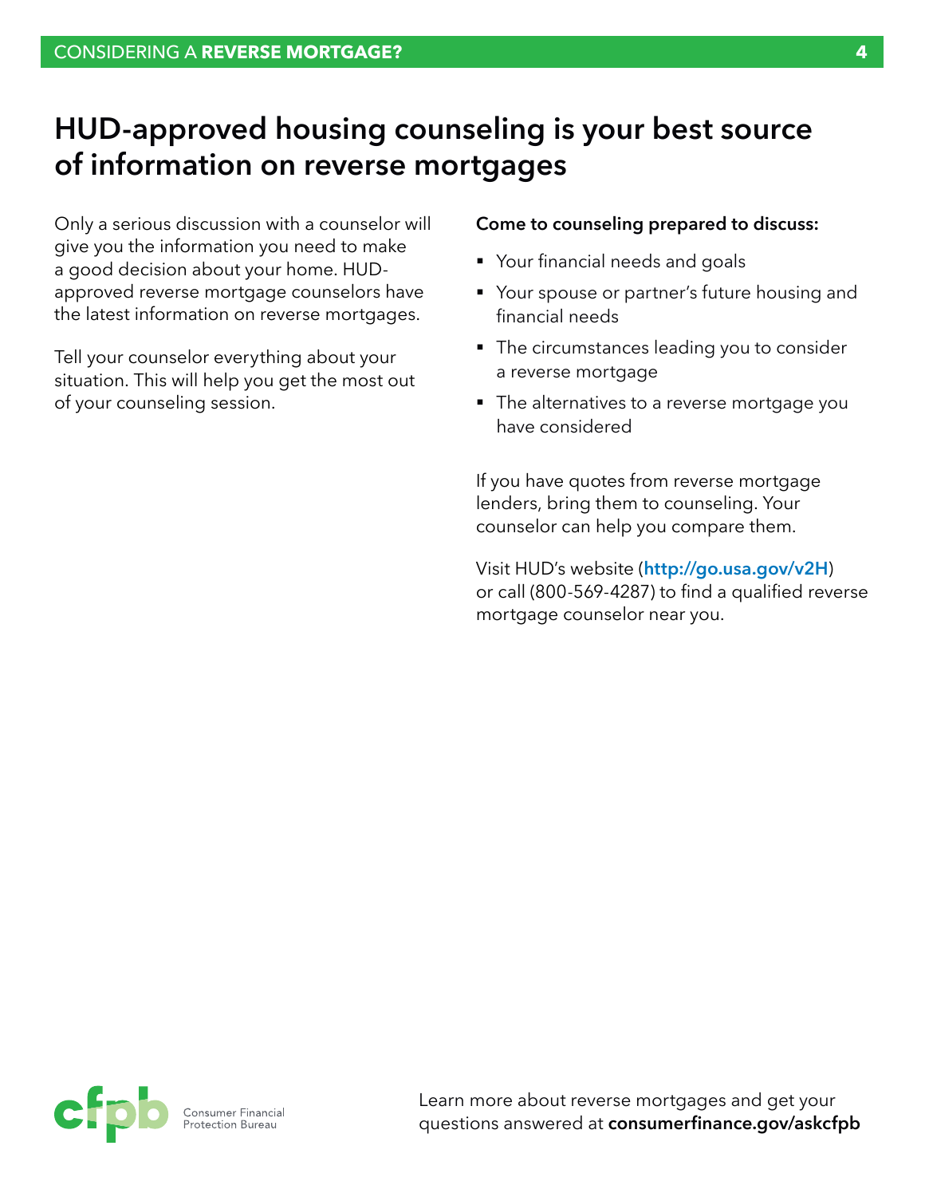# HUD-approved housing counseling is your best source of information on reverse mortgages

Only a serious discussion with a counselor will give you the information you need to make a good decision about your home. HUD-approved reverse mortgage counselors have the latest information on reverse mortgages.

Tell your counselor everything about your situation. This will help you get the most out of your counseling session.

**Come to counseling prepared to discuss:**

- Your financial needs and goals
- Your spouse or partner's future housing and financial needs
- The circumstances leading you to consider a reverse mortgage
- The alternatives to a reverse mortgage you have considered

If you have quotes from reverse mortgage lenders, bring them to counseling. Your counselor can help you compare them.

Visit HUD's website (**http://go.usa.gov/v2H**) or call (800-569-4287) to find a qualified reverse mortgage counselor near you.

Consumer Financial Protection Bureau

Learn more about reverse mortgages and get your questions answered at **consumerfinance.gov/askcfpb**